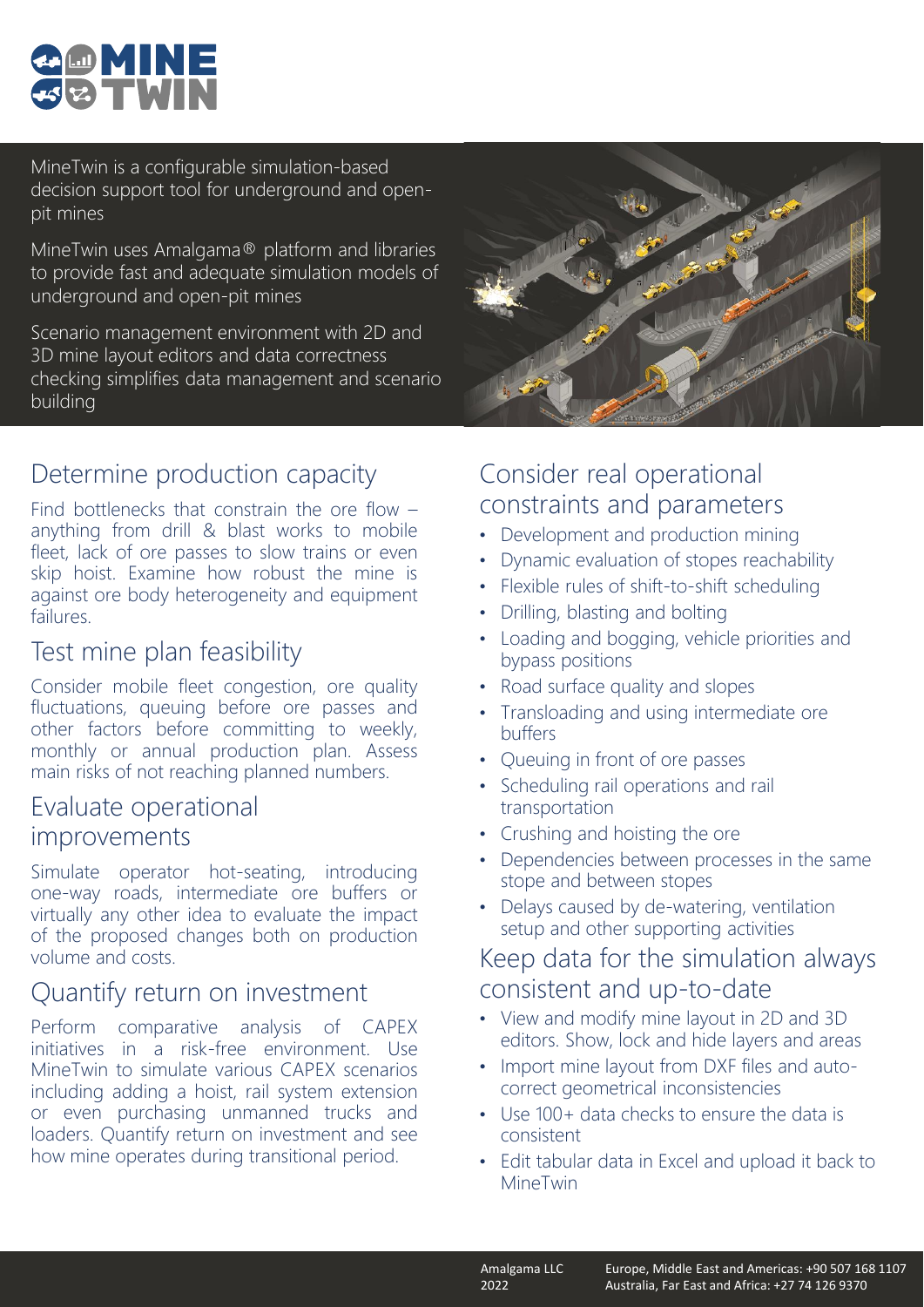# MINE TWIN

MineTwin is a configurable simulation-based decision support tool for underground and open-pit mines

MineTwin uses Amalgama® platform and libraries to provide fast and adequate simulation models of underground and open-pit mines

Scenario management environment with 2D and 3D mine layout editors and data correctness checking simplifies data management and scenario building

## Determine production capacity

Find bottlenecks that constrain the ore flow – anything from drill & blast works to mobile fleet, lack of ore passes to slow trains or even skip hoist. Examine how robust the mine is against ore body heterogeneity and equipment failures.

## Test mine plan feasibility

Consider mobile fleet congestion, ore quality fluctuations, queuing before ore passes and other factors before committing to weekly, monthly or annual production plan. Assess main risks of not reaching planned numbers.

## Evaluate operational improvements

Simulate operator hot-seating, introducing one-way roads, intermediate ore buffers or virtually any other idea to evaluate the impact of the proposed changes both on production volume and costs.

## Quantify return on investment

Perform comparative analysis of CAPEX initiatives in a risk-free environment. Use MineTwin to simulate various CAPEX scenarios including adding a hoist, rail system extension or even purchasing unmanned trucks and loaders. Quantify return on investment and see how mine operates during transitional period.

## Consider real operational constraints and parameters

- Development and production mining
- Dynamic evaluation of stopes reachability
- Flexible rules of shift-to-shift scheduling
- Drilling, blasting and bolting
- Loading and bogging, vehicle priorities and bypass positions
- Road surface quality and slopes
- Transloading and using intermediate ore buffers
- Queuing in front of ore passes
- Scheduling rail operations and rail transportation
- Crushing and hoisting the ore
- Dependencies between processes in the same stope and between stopes
- Delays caused by de-watering, ventilation setup and other supporting activities

## Keep data for the simulation always consistent and up-to-date

- View and modify mine layout in 2D and 3D editors. Show, lock and hide layers and areas
- Import mine layout from DXF files and auto-correct geometrical inconsistencies
- Use 100+ data checks to ensure the data is consistent
- Edit tabular data in Excel and upload it back to MineTwin

Amalgama LLC
2022

Europe, Middle East and Americas: +90 507 168 1107
Australia, Far East and Africa: +27 74 126 9370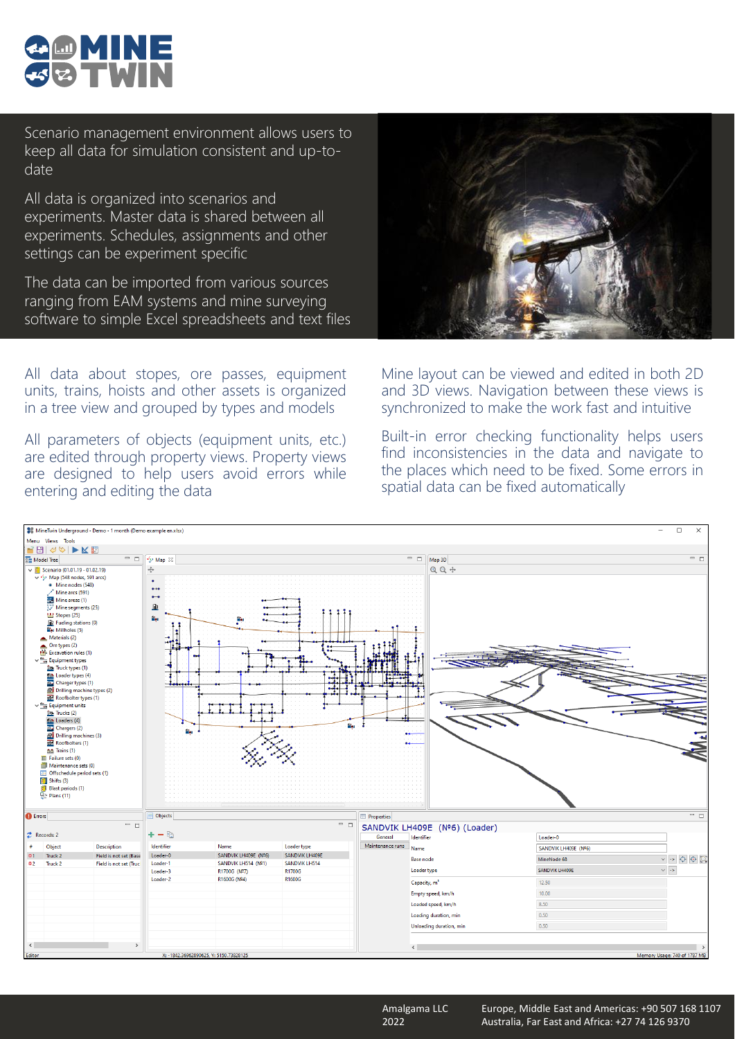# MINE TWIN

Scenario management environment allows users to keep all data for simulation consistent and up-to-date

All data is organized into scenarios and experiments. Master data is shared between all experiments. Schedules, assignments and other settings can be experiment specific

The data can be imported from various sources ranging from EAM systems and mine surveying software to simple Excel spreadsheets and text files

All data about stopes, ore passes, equipment units, trains, hoists and other assets is organized in a tree view and grouped by types and models

All parameters of objects (equipment units, etc.) are edited through property views. Property views are designed to help users avoid errors while entering and editing the data

Mine layout can be viewed and edited in both 2D and 3D views. Navigation between these views is synchronized to make the work fast and intuitive

Built-in error checking functionality helps users find inconsistencies in the data and navigate to the places which need to be fixed. Some errors in spatial data can be fixed automatically

Amalgama LLC
2022

Europe, Middle East and Americas: +90 507 168 1107
Australia, Far East and Africa: +27 74 126 9370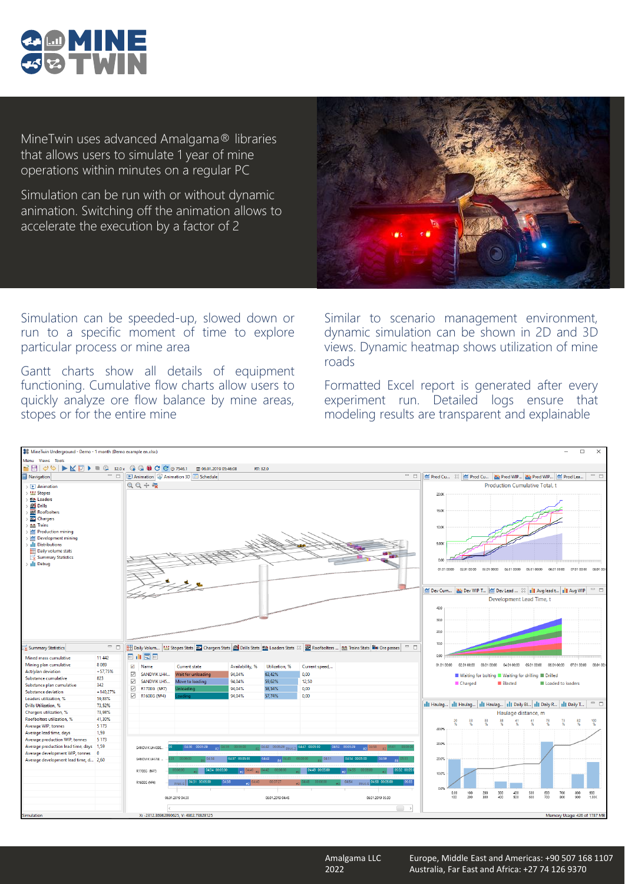MineTwin uses advanced Amalgama® libraries that allows users to simulate 1 year of mine operations within minutes on a regular PC

Simulation can be run with or without dynamic animation. Switching off the animation allows to accelerate the execution by a factor of 2

Simulation can be speeded-up, slowed down or run to a specific moment of time to explore particular process or mine area

Gantt charts show all details of equipment functioning. Cumulative flow charts allow users to quickly analyze ore flow balance by mine areas, stopes or for the entire mine

Similar to scenario management environment, dynamic simulation can be shown in 2D and 3D views. Dynamic heatmap shows utilization of mine roads

Formatted Excel report is generated after every experiment run. Detailed logs ensure that modeling results are transparent and explainable

Amalgama LLC
2022

Europe, Middle East and Americas: +90 507 168 1107
Australia, Far East and Africa: +27 74 126 9370